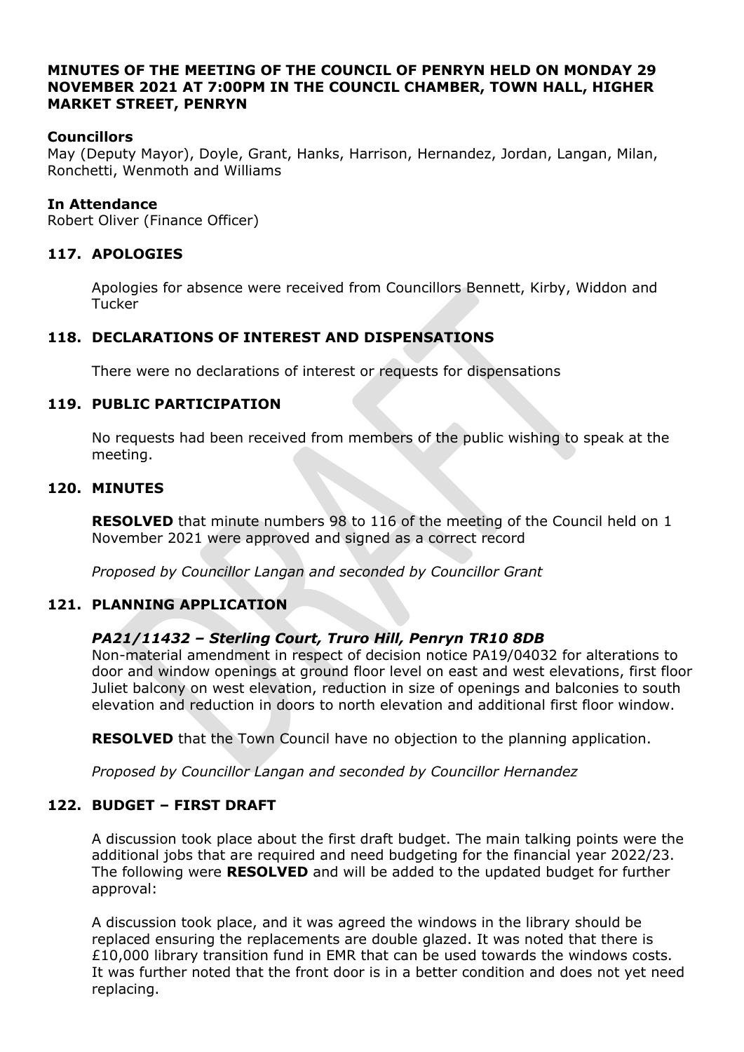**MINUTES OF THE MEETING OF THE COUNCIL OF PENRYN HELD ON MONDAY 29 NOVEMBER 2021 AT 7:00PM IN THE COUNCIL CHAMBER, TOWN HALL, HIGHER MARKET STREET, PENRYN**

**Councillors**
May (Deputy Mayor), Doyle, Grant, Hanks, Harrison, Hernandez, Jordan, Langan, Milan, Ronchetti, Wenmoth and Williams

**In Attendance**
Robert Oliver (Finance Officer)

## 117. APOLOGIES

Apologies for absence were received from Councillors Bennett, Kirby, Widdon and Tucker

## 118. DECLARATIONS OF INTEREST AND DISPENSATIONS

There were no declarations of interest or requests for dispensations

## 119. PUBLIC PARTICIPATION

No requests had been received from members of the public wishing to speak at the meeting.

## 120. MINUTES

**RESOLVED** that minute numbers 98 to 116 of the meeting of the Council held on 1 November 2021 were approved and signed as a correct record

*Proposed by Councillor Langan and seconded by Councillor Grant*

## 121. PLANNING APPLICATION

### *PA21/11432 – Sterling Court, Truro Hill, Penryn TR10 8DB*

Non-material amendment in respect of decision notice PA19/04032 for alterations to door and window openings at ground floor level on east and west elevations, first floor Juliet balcony on west elevation, reduction in size of openings and balconies to south elevation and reduction in doors to north elevation and additional first floor window.

**RESOLVED** that the Town Council have no objection to the planning application.

*Proposed by Councillor Langan and seconded by Councillor Hernandez*

## 122. BUDGET – FIRST DRAFT

A discussion took place about the first draft budget. The main talking points were the additional jobs that are required and need budgeting for the financial year 2022/23. The following were **RESOLVED** and will be added to the updated budget for further approval:

A discussion took place, and it was agreed the windows in the library should be replaced ensuring the replacements are double glazed. It was noted that there is £10,000 library transition fund in EMR that can be used towards the windows costs. It was further noted that the front door is in a better condition and does not yet need replacing.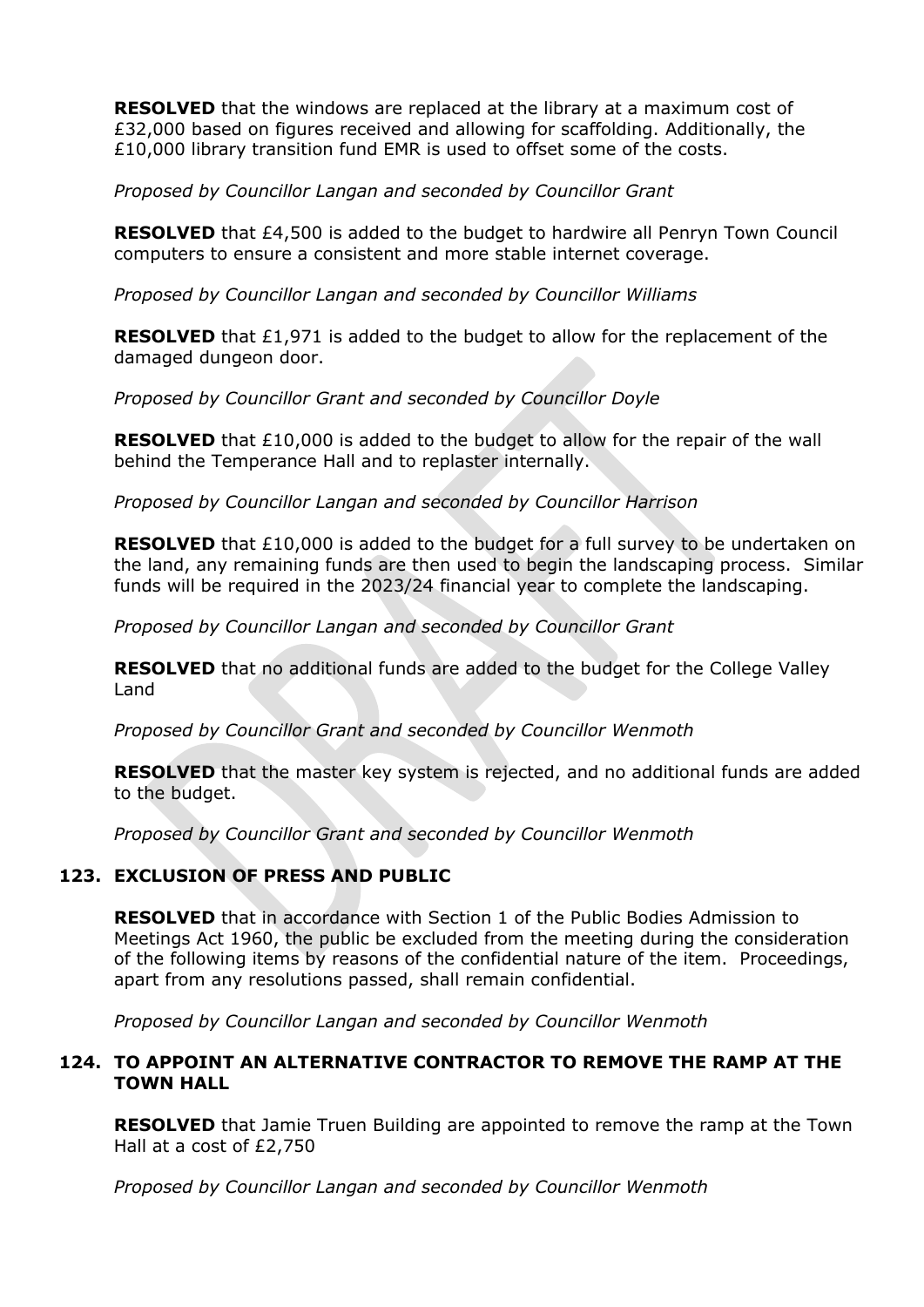**RESOLVED** that the windows are replaced at the library at a maximum cost of £32,000 based on figures received and allowing for scaffolding. Additionally, the £10,000 library transition fund EMR is used to offset some of the costs.

*Proposed by Councillor Langan and seconded by Councillor Grant*

**RESOLVED** that £4,500 is added to the budget to hardwire all Penryn Town Council computers to ensure a consistent and more stable internet coverage.

*Proposed by Councillor Langan and seconded by Councillor Williams*

**RESOLVED** that £1,971 is added to the budget to allow for the replacement of the damaged dungeon door.

*Proposed by Councillor Grant and seconded by Councillor Doyle*

**RESOLVED** that £10,000 is added to the budget to allow for the repair of the wall behind the Temperance Hall and to replaster internally.

*Proposed by Councillor Langan and seconded by Councillor Harrison*

**RESOLVED** that £10,000 is added to the budget for a full survey to be undertaken on the land, any remaining funds are then used to begin the landscaping process. Similar funds will be required in the 2023/24 financial year to complete the landscaping.

*Proposed by Councillor Langan and seconded by Councillor Grant*

**RESOLVED** that no additional funds are added to the budget for the College Valley Land

*Proposed by Councillor Grant and seconded by Councillor Wenmoth*

**RESOLVED** that the master key system is rejected, and no additional funds are added to the budget.

*Proposed by Councillor Grant and seconded by Councillor Wenmoth*

### 123. EXCLUSION OF PRESS AND PUBLIC

**RESOLVED** that in accordance with Section 1 of the Public Bodies Admission to Meetings Act 1960, the public be excluded from the meeting during the consideration of the following items by reasons of the confidential nature of the item. Proceedings, apart from any resolutions passed, shall remain confidential.

*Proposed by Councillor Langan and seconded by Councillor Wenmoth*

### 124. TO APPOINT AN ALTERNATIVE CONTRACTOR TO REMOVE THE RAMP AT THE TOWN HALL

**RESOLVED** that Jamie Truen Building are appointed to remove the ramp at the Town Hall at a cost of £2,750

*Proposed by Councillor Langan and seconded by Councillor Wenmoth*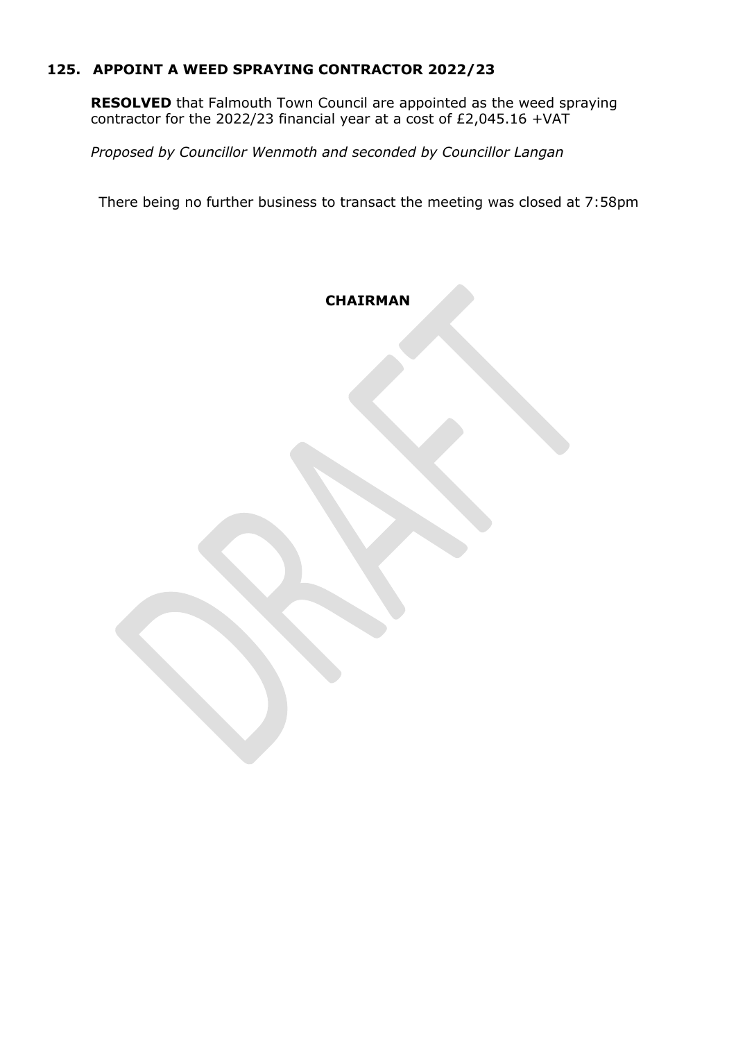## 125. APPOINT A WEED SPRAYING CONTRACTOR 2022/23

**RESOLVED** that Falmouth Town Council are appointed as the weed spraying contractor for the 2022/23 financial year at a cost of £2,045.16 +VAT

*Proposed by Councillor Wenmoth and seconded by Councillor Langan*

There being no further business to transact the meeting was closed at 7:58pm

**CHAIRMAN**

DRAFT